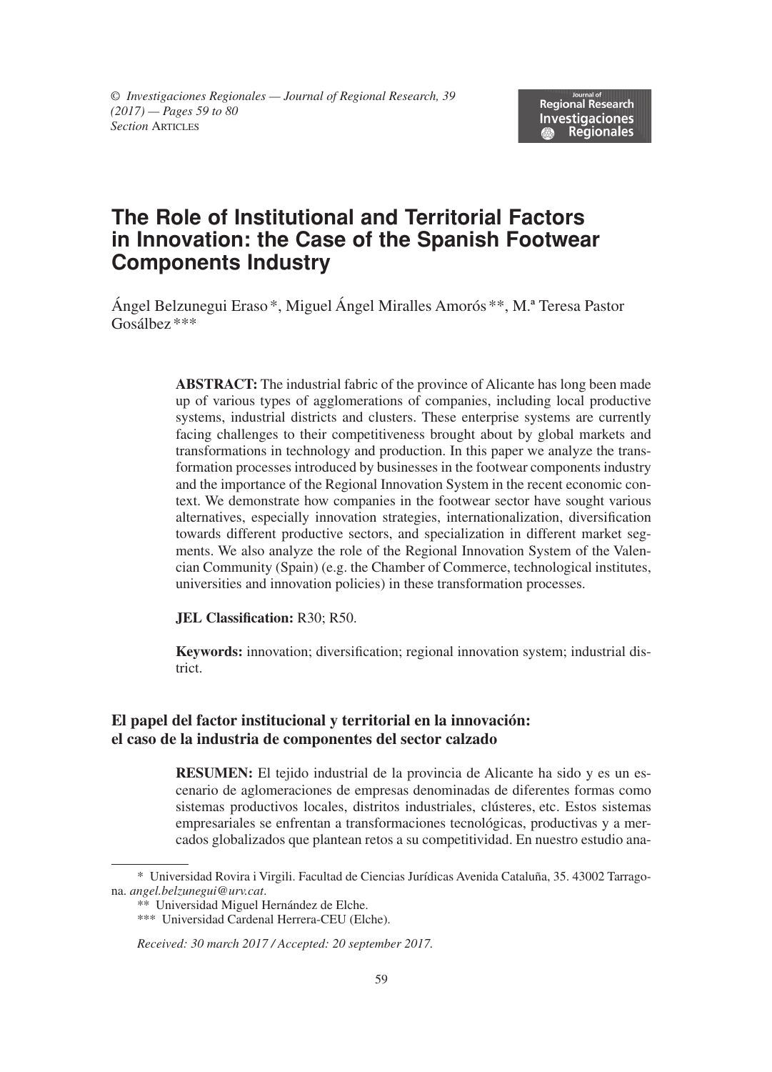# The Role of Institutional and Territorial Factors in Innovation: the Case of the Spanish Footwear Components Industry

Ángel Belzunegui Eraso *, Miguel Ángel Miralles Amorós **, M.ª Teresa Pastor Gosálbez ***

**ABSTRACT:** The industrial fabric of the province of Alicante has long been made up of various types of agglomerations of companies, including local productive systems, industrial districts and clusters. These enterprise systems are currently facing challenges to their competitiveness brought about by global markets and transformations in technology and production. In this paper we analyze the transformation processes introduced by businesses in the footwear components industry and the importance of the Regional Innovation System in the recent economic context. We demonstrate how companies in the footwear sector have sought various alternatives, especially innovation strategies, internationalization, diversification towards different productive sectors, and specialization in different market segments. We also analyze the role of the Regional Innovation System of the Valencian Community (Spain) (e.g. the Chamber of Commerce, technological institutes, universities and innovation policies) in these transformation processes.

**JEL Classification:** R30; R50.

**Keywords:** innovation; diversification; regional innovation system; industrial district.

## El papel del factor institucional y territorial en la innovación: el caso de la industria de componentes del sector calzado

**RESUMEN:** El tejido industrial de la provincia de Alicante ha sido y es un escenario de aglomeraciones de empresas denominadas de diferentes formas como sistemas productivos locales, distritos industriales, clústeres, etc. Estos sistemas empresariales se enfrentan a transformaciones tecnológicas, productivas y a mercados globalizados que plantean retos a su competitividad. En nuestro estudio ana-

---

\* Universidad Rovira i Virgili. Facultad de Ciencias Jurídicas Avenida Cataluña, 35. 43002 Tarragona. *angel.belzunegui@urv.cat*.

\*\* Universidad Miguel Hernández de Elche.

\*\*\* Universidad Cardenal Herrera-CEU (Elche).

*Received: 30 march 2017 / Accepted: 20 september 2017.*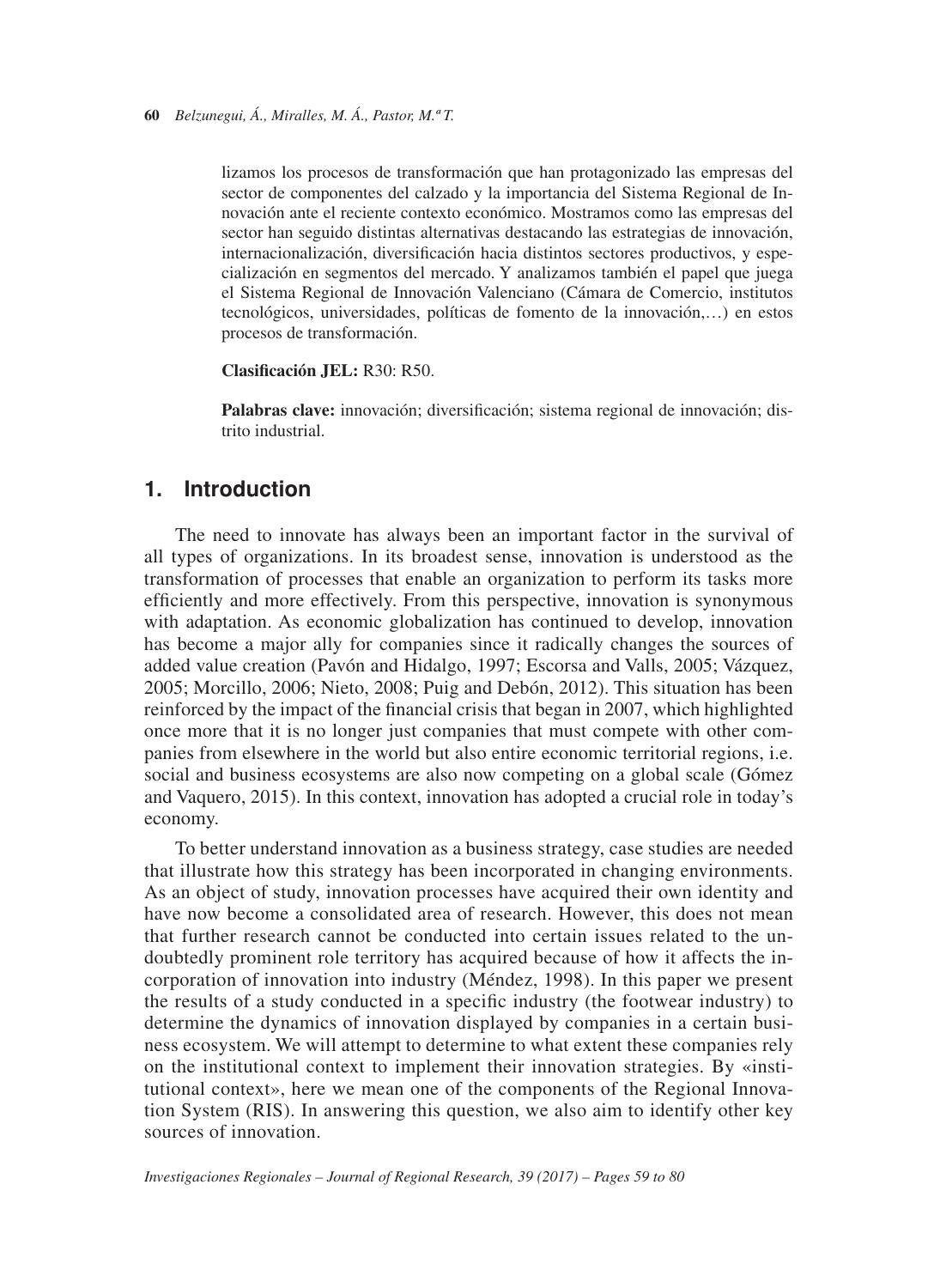lizamos los procesos de transformación que han protagonizado las empresas del sector de componentes del calzado y la importancia del Sistema Regional de Innovación ante el reciente contexto económico. Mostramos como las empresas del sector han seguido distintas alternativas destacando las estrategias de innovación, internacionalización, diversificación hacia distintos sectores productivos, y especialización en segmentos del mercado. Y analizamos también el papel que juega el Sistema Regional de Innovación Valenciano (Cámara de Comercio, institutos tecnológicos, universidades, políticas de fomento de la innovación,…) en estos procesos de transformación.

**Clasificación JEL:** R30: R50.

**Palabras clave:** innovación; diversificación; sistema regional de innovación; distrito industrial.

## 1. Introduction

The need to innovate has always been an important factor in the survival of all types of organizations. In its broadest sense, innovation is understood as the transformation of processes that enable an organization to perform its tasks more efficiently and more effectively. From this perspective, innovation is synonymous with adaptation. As economic globalization has continued to develop, innovation has become a major ally for companies since it radically changes the sources of added value creation (Pavón and Hidalgo, 1997; Escorsa and Valls, 2005; Vázquez, 2005; Morcillo, 2006; Nieto, 2008; Puig and Debón, 2012). This situation has been reinforced by the impact of the financial crisis that began in 2007, which highlighted once more that it is no longer just companies that must compete with other companies from elsewhere in the world but also entire economic territorial regions, i.e. social and business ecosystems are also now competing on a global scale (Gómez and Vaquero, 2015). In this context, innovation has adopted a crucial role in today's economy.

To better understand innovation as a business strategy, case studies are needed that illustrate how this strategy has been incorporated in changing environments. As an object of study, innovation processes have acquired their own identity and have now become a consolidated area of research. However, this does not mean that further research cannot be conducted into certain issues related to the undoubtedly prominent role territory has acquired because of how it affects the incorporation of innovation into industry (Méndez, 1998). In this paper we present the results of a study conducted in a specific industry (the footwear industry) to determine the dynamics of innovation displayed by companies in a certain business ecosystem. We will attempt to determine to what extent these companies rely on the institutional context to implement their innovation strategies. By «institutional context», here we mean one of the components of the Regional Innovation System (RIS). In answering this question, we also aim to identify other key sources of innovation.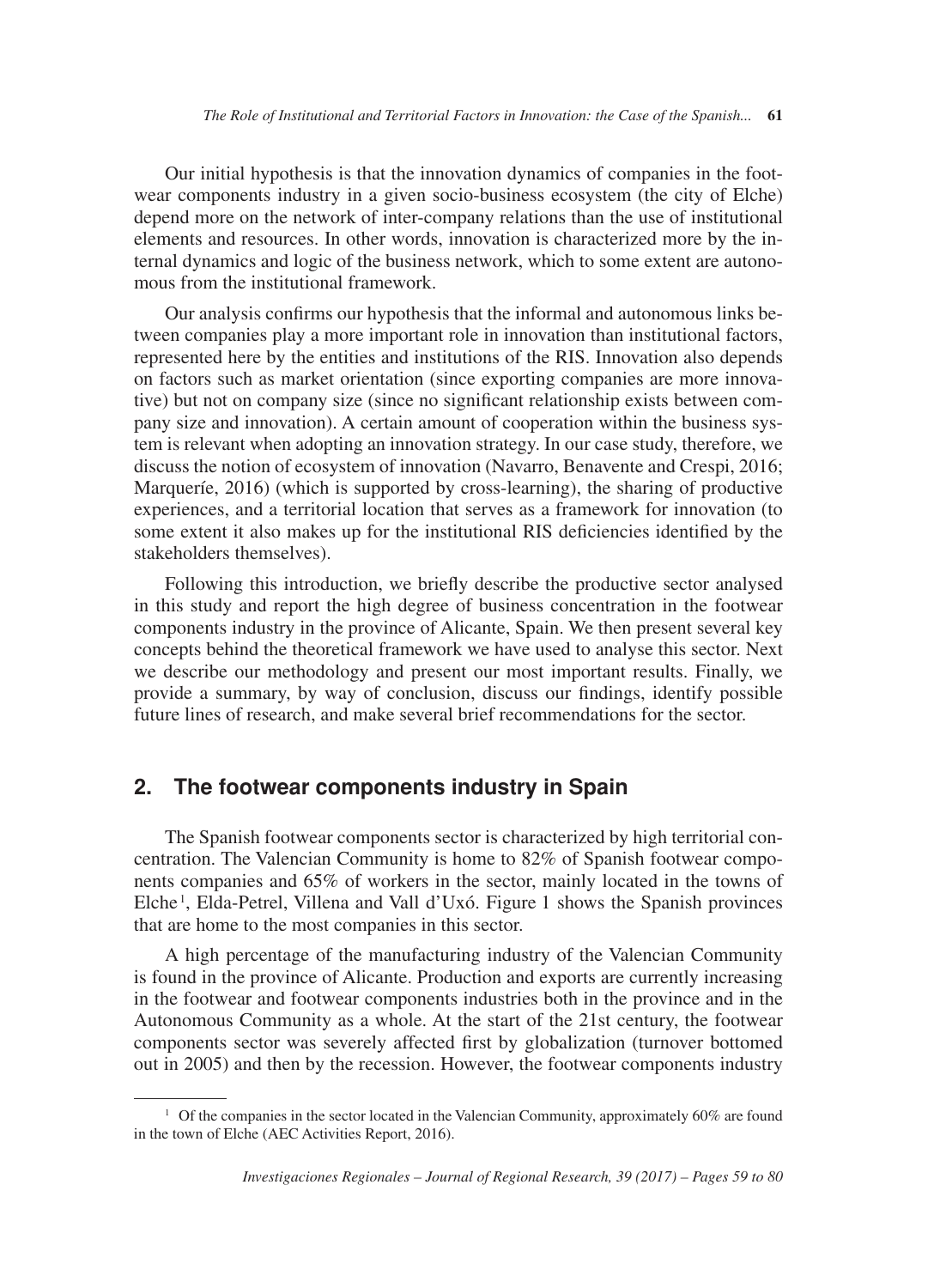Our initial hypothesis is that the innovation dynamics of companies in the footwear components industry in a given socio-business ecosystem (the city of Elche) depend more on the network of inter-company relations than the use of institutional elements and resources. In other words, innovation is characterized more by the internal dynamics and logic of the business network, which to some extent are autonomous from the institutional framework.

Our analysis confirms our hypothesis that the informal and autonomous links between companies play a more important role in innovation than institutional factors, represented here by the entities and institutions of the RIS. Innovation also depends on factors such as market orientation (since exporting companies are more innovative) but not on company size (since no significant relationship exists between company size and innovation). A certain amount of cooperation within the business system is relevant when adopting an innovation strategy. In our case study, therefore, we discuss the notion of ecosystem of innovation (Navarro, Benavente and Crespi, 2016; Marqueríe, 2016) (which is supported by cross-learning), the sharing of productive experiences, and a territorial location that serves as a framework for innovation (to some extent it also makes up for the institutional RIS deficiencies identified by the stakeholders themselves).

Following this introduction, we briefly describe the productive sector analysed in this study and report the high degree of business concentration in the footwear components industry in the province of Alicante, Spain. We then present several key concepts behind the theoretical framework we have used to analyse this sector. Next we describe our methodology and present our most important results. Finally, we provide a summary, by way of conclusion, discuss our findings, identify possible future lines of research, and make several brief recommendations for the sector.

## 2. The footwear components industry in Spain

The Spanish footwear components sector is characterized by high territorial concentration. The Valencian Community is home to 82% of Spanish footwear components companies and 65% of workers in the sector, mainly located in the towns of Elche[1], Elda-Petrel, Villena and Vall d'Uxó. Figure 1 shows the Spanish provinces that are home to the most companies in this sector.

A high percentage of the manufacturing industry of the Valencian Community is found in the province of Alicante. Production and exports are currently increasing in the footwear and footwear components industries both in the province and in the Autonomous Community as a whole. At the start of the 21st century, the footwear components sector was severely affected first by globalization (turnover bottomed out in 2005) and then by the recession. However, the footwear components industry

---

[1] Of the companies in the sector located in the Valencian Community, approximately 60% are found in the town of Elche (AEC Activities Report, 2016).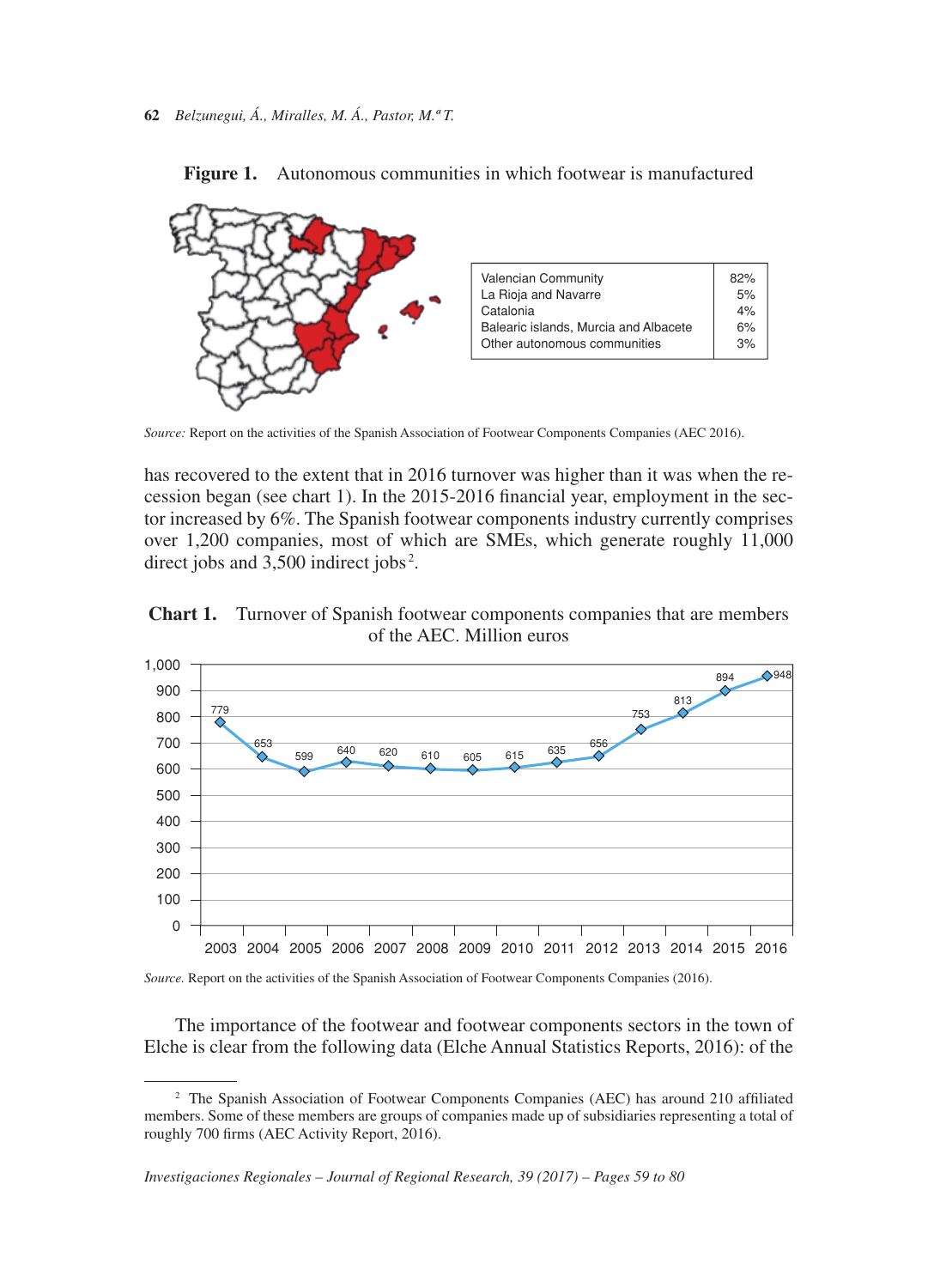**Figure 1.** Autonomous communities in which footwear is manufactured

| | |
|---|---|
| Valencian Community | 82% |
| La Rioja and Navarre | 5% |
| Catalonia | 4% |
| Balearic islands, Murcia and Albacete | 6% |
| Other autonomous communities | 3% |

*Source:* Report on the activities of the Spanish Association of Footwear Components Companies (AEC 2016).

has recovered to the extent that in 2016 turnover was higher than it was when the recession began (see chart 1). In the 2015-2016 financial year, employment in the sector increased by 6%. The Spanish footwear components industry currently comprises over 1,200 companies, most of which are SMEs, which generate roughly 11,000 direct jobs and 3,500 indirect jobs[2].

**Chart 1.** Turnover of Spanish footwear components companies that are members of the AEC. Million euros

| Year | 2003 | 2004 | 2005 | 2006 | 2007 | 2008 | 2009 | 2010 | 2011 | 2012 | 2013 | 2014 | 2015 | 2016 |
|---|---|---|---|---|---|---|---|---|---|---|---|---|---|---|
| Turnover | 779 | 653 | 599 | 640 | 620 | 610 | 605 | 615 | 635 | 656 | 753 | 813 | 894 | 948 |

*Source.* Report on the activities of the Spanish Association of Footwear Components Companies (2016).

The importance of the footwear and footwear components sectors in the town of Elche is clear from the following data (Elche Annual Statistics Reports, 2016): of the

---

[2] The Spanish Association of Footwear Components Companies (AEC) has around 210 affiliated members. Some of these members are groups of companies made up of subsidiaries representing a total of roughly 700 firms (AEC Activity Report, 2016).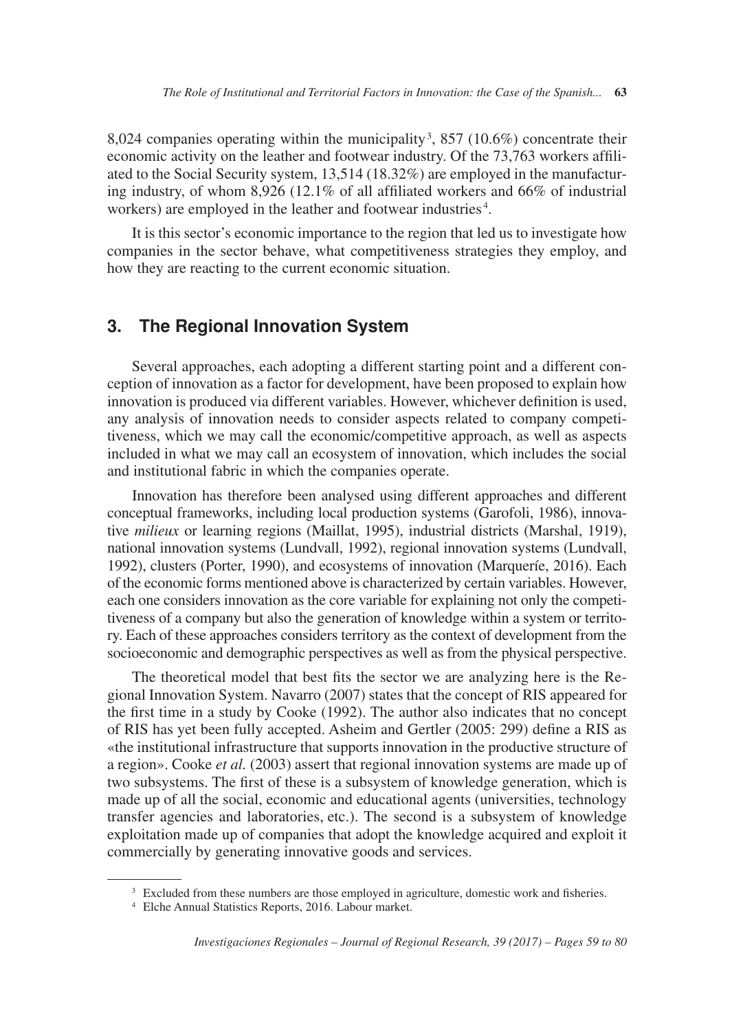8,024 companies operating within the municipality[3], 857 (10.6%) concentrate their economic activity on the leather and footwear industry. Of the 73,763 workers affiliated to the Social Security system, 13,514 (18.32%) are employed in the manufacturing industry, of whom 8,926 (12.1% of all affiliated workers and 66% of industrial workers) are employed in the leather and footwear industries[4].

It is this sector's economic importance to the region that led us to investigate how companies in the sector behave, what competitiveness strategies they employ, and how they are reacting to the current economic situation.

## 3. The Regional Innovation System

Several approaches, each adopting a different starting point and a different conception of innovation as a factor for development, have been proposed to explain how innovation is produced via different variables. However, whichever definition is used, any analysis of innovation needs to consider aspects related to company competitiveness, which we may call the economic/competitive approach, as well as aspects included in what we may call an ecosystem of innovation, which includes the social and institutional fabric in which the companies operate.

Innovation has therefore been analysed using different approaches and different conceptual frameworks, including local production systems (Garofoli, 1986), innovative *milieux* or learning regions (Maillat, 1995), industrial districts (Marshal, 1919), national innovation systems (Lundvall, 1992), regional innovation systems (Lundvall, 1992), clusters (Porter, 1990), and ecosystems of innovation (Marquerie, 2016). Each of the economic forms mentioned above is characterized by certain variables. However, each one considers innovation as the core variable for explaining not only the competitiveness of a company but also the generation of knowledge within a system or territory. Each of these approaches considers territory as the context of development from the socioeconomic and demographic perspectives as well as from the physical perspective.

The theoretical model that best fits the sector we are analyzing here is the Regional Innovation System. Navarro (2007) states that the concept of RIS appeared for the first time in a study by Cooke (1992). The author also indicates that no concept of RIS has yet been fully accepted. Asheim and Gertler (2005: 299) define a RIS as «the institutional infrastructure that supports innovation in the productive structure of a region». Cooke *et al.* (2003) assert that regional innovation systems are made up of two subsystems. The first of these is a subsystem of knowledge generation, which is made up of all the social, economic and educational agents (universities, technology transfer agencies and laboratories, etc.). The second is a subsystem of knowledge exploitation made up of companies that adopt the knowledge acquired and exploit it commercially by generating innovative goods and services.

[3] Excluded from these numbers are those employed in agriculture, domestic work and fisheries.

[4] Elche Annual Statistics Reports, 2016. Labour market.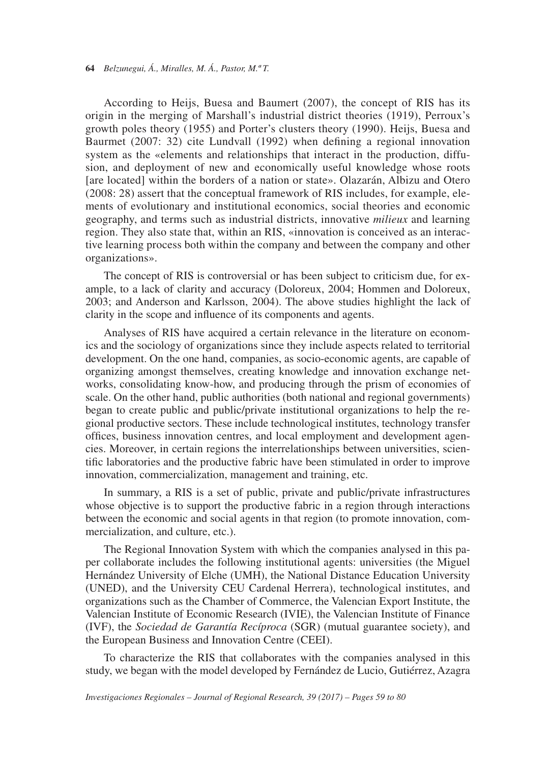According to Heijs, Buesa and Baumert (2007), the concept of RIS has its origin in the merging of Marshall's industrial district theories (1919), Perroux's growth poles theory (1955) and Porter's clusters theory (1990). Heijs, Buesa and Baurmet (2007: 32) cite Lundvall (1992) when defining a regional innovation system as the «elements and relationships that interact in the production, diffusion, and deployment of new and economically useful knowledge whose roots [are located] within the borders of a nation or state». Olazarán, Albizu and Otero (2008: 28) assert that the conceptual framework of RIS includes, for example, elements of evolutionary and institutional economics, social theories and economic geography, and terms such as industrial districts, innovative *milieux* and learning region. They also state that, within an RIS, «innovation is conceived as an interactive learning process both within the company and between the company and other organizations».

The concept of RIS is controversial or has been subject to criticism due, for example, to a lack of clarity and accuracy (Doloreux, 2004; Hommen and Doloreux, 2003; and Anderson and Karlsson, 2004). The above studies highlight the lack of clarity in the scope and influence of its components and agents.

Analyses of RIS have acquired a certain relevance in the literature on economics and the sociology of organizations since they include aspects related to territorial development. On the one hand, companies, as socio-economic agents, are capable of organizing amongst themselves, creating knowledge and innovation exchange networks, consolidating know-how, and producing through the prism of economies of scale. On the other hand, public authorities (both national and regional governments) began to create public and public/private institutional organizations to help the regional productive sectors. These include technological institutes, technology transfer offices, business innovation centres, and local employment and development agencies. Moreover, in certain regions the interrelationships between universities, scientific laboratories and the productive fabric have been stimulated in order to improve innovation, commercialization, management and training, etc.

In summary, a RIS is a set of public, private and public/private infrastructures whose objective is to support the productive fabric in a region through interactions between the economic and social agents in that region (to promote innovation, commercialization, and culture, etc.).

The Regional Innovation System with which the companies analysed in this paper collaborate includes the following institutional agents: universities (the Miguel Hernández University of Elche (UMH), the National Distance Education University (UNED), and the University CEU Cardenal Herrera), technological institutes, and organizations such as the Chamber of Commerce, the Valencian Export Institute, the Valencian Institute of Economic Research (IVIE), the Valencian Institute of Finance (IVF), the *Sociedad de Garantía Recíproca* (SGR) (mutual guarantee society), and the European Business and Innovation Centre (CEEI).

To characterize the RIS that collaborates with the companies analysed in this study, we began with the model developed by Fernández de Lucio, Gutiérrez, Azagra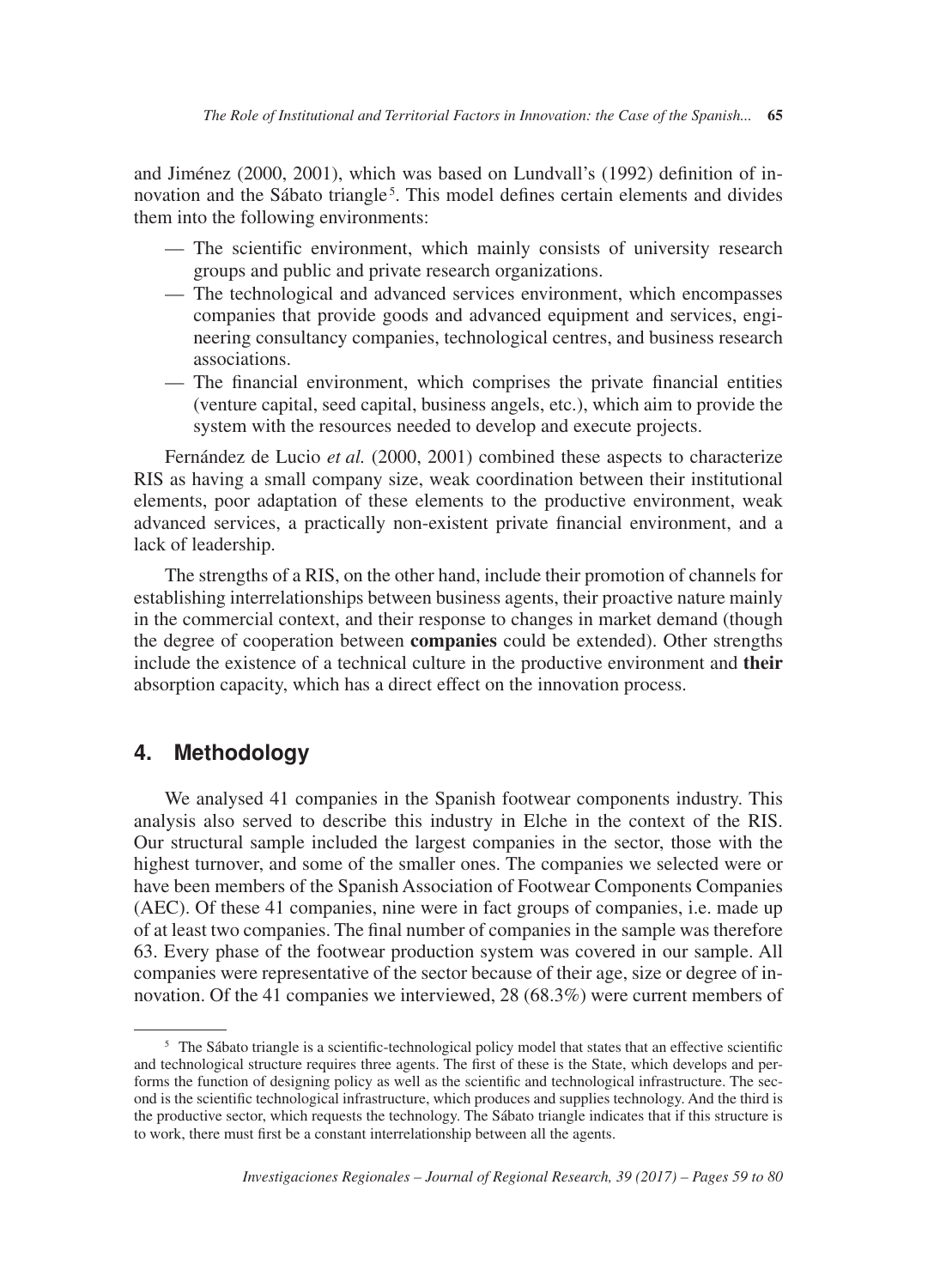and Jiménez (2000, 2001), which was based on Lundvall's (1992) definition of innovation and the Sábato triangle[5]. This model defines certain elements and divides them into the following environments:

- The scientific environment, which mainly consists of university research groups and public and private research organizations.
- The technological and advanced services environment, which encompasses companies that provide goods and advanced equipment and services, engineering consultancy companies, technological centres, and business research associations.
- The financial environment, which comprises the private financial entities (venture capital, seed capital, business angels, etc.), which aim to provide the system with the resources needed to develop and execute projects.

Fernández de Lucio *et al.* (2000, 2001) combined these aspects to characterize RIS as having a small company size, weak coordination between their institutional elements, poor adaptation of these elements to the productive environment, weak advanced services, a practically non-existent private financial environment, and a lack of leadership.

The strengths of a RIS, on the other hand, include their promotion of channels for establishing interrelationships between business agents, their proactive nature mainly in the commercial context, and their response to changes in market demand (though the degree of cooperation between **companies** could be extended). Other strengths include the existence of a technical culture in the productive environment and **their** absorption capacity, which has a direct effect on the innovation process.

## 4. Methodology

We analysed 41 companies in the Spanish footwear components industry. This analysis also served to describe this industry in Elche in the context of the RIS. Our structural sample included the largest companies in the sector, those with the highest turnover, and some of the smaller ones. The companies we selected were or have been members of the Spanish Association of Footwear Components Companies (AEC). Of these 41 companies, nine were in fact groups of companies, i.e. made up of at least two companies. The final number of companies in the sample was therefore 63. Every phase of the footwear production system was covered in our sample. All companies were representative of the sector because of their age, size or degree of innovation. Of the 41 companies we interviewed, 28 (68.3%) were current members of

[5] The Sábato triangle is a scientific-technological policy model that states that an effective scientific and technological structure requires three agents. The first of these is the State, which develops and performs the function of designing policy as well as the scientific and technological infrastructure. The second is the scientific technological infrastructure, which produces and supplies technology. And the third is the productive sector, which requests the technology. The Sábato triangle indicates that if this structure is to work, there must first be a constant interrelationship between all the agents.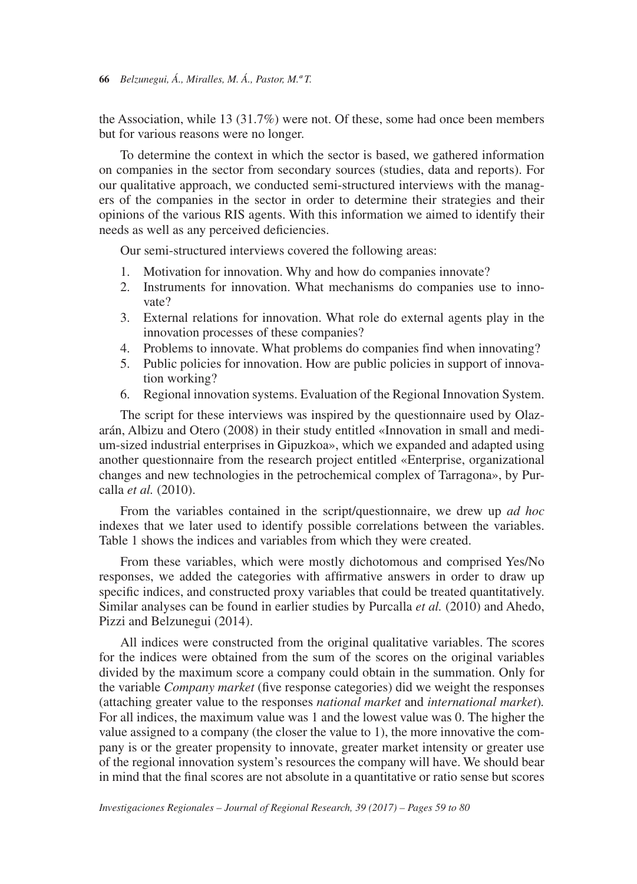the Association, while 13 (31.7%) were not. Of these, some had once been members but for various reasons were no longer.

To determine the context in which the sector is based, we gathered information on companies in the sector from secondary sources (studies, data and reports). For our qualitative approach, we conducted semi-structured interviews with the managers of the companies in the sector in order to determine their strategies and their opinions of the various RIS agents. With this information we aimed to identify their needs as well as any perceived deficiencies.

Our semi-structured interviews covered the following areas:

1. Motivation for innovation. Why and how do companies innovate?
2. Instruments for innovation. What mechanisms do companies use to innovate?
3. External relations for innovation. What role do external agents play in the innovation processes of these companies?
4. Problems to innovate. What problems do companies find when innovating?
5. Public policies for innovation. How are public policies in support of innovation working?
6. Regional innovation systems. Evaluation of the Regional Innovation System.

The script for these interviews was inspired by the questionnaire used by Olazarán, Albizu and Otero (2008) in their study entitled «Innovation in small and medium-sized industrial enterprises in Gipuzkoa», which we expanded and adapted using another questionnaire from the research project entitled «Enterprise, organizational changes and new technologies in the petrochemical complex of Tarragona», by Purcalla *et al.* (2010).

From the variables contained in the script/questionnaire, we drew up *ad hoc* indexes that we later used to identify possible correlations between the variables. Table 1 shows the indices and variables from which they were created.

From these variables, which were mostly dichotomous and comprised Yes/No responses, we added the categories with affirmative answers in order to draw up specific indices, and constructed proxy variables that could be treated quantitatively. Similar analyses can be found in earlier studies by Purcalla *et al.* (2010) and Ahedo, Pizzi and Belzunegui (2014).

All indices were constructed from the original qualitative variables. The scores for the indices were obtained from the sum of the scores on the original variables divided by the maximum score a company could obtain in the summation. Only for the variable *Company market* (five response categories) did we weight the responses (attaching greater value to the responses *national market* and *international market*). For all indices, the maximum value was 1 and the lowest value was 0. The higher the value assigned to a company (the closer the value to 1), the more innovative the company is or the greater propensity to innovate, greater market intensity or greater use of the regional innovation system's resources the company will have. We should bear in mind that the final scores are not absolute in a quantitative or ratio sense but scores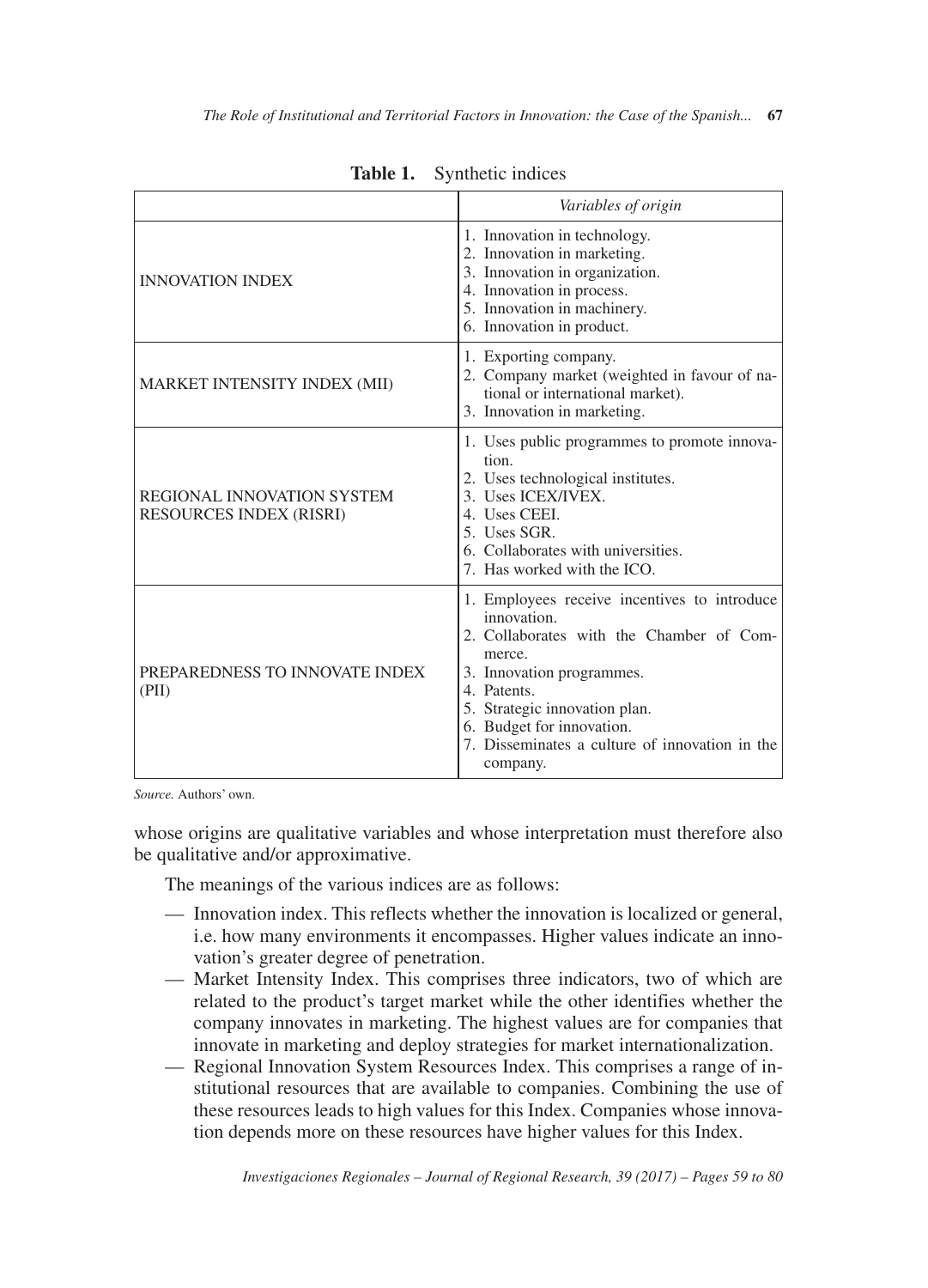**Table 1.** Synthetic indices

| | *Variables of origin* |
|---|---|
| INNOVATION INDEX | 1. Innovation in technology.<br>2. Innovation in marketing.<br>3. Innovation in organization.<br>4. Innovation in process.<br>5. Innovation in machinery.<br>6. Innovation in product. |
| MARKET INTENSITY INDEX (MII) | 1. Exporting company.<br>2. Company market (weighted in favour of national or international market).<br>3. Innovation in marketing. |
| REGIONAL INNOVATION SYSTEM RESOURCES INDEX (RISRI) | 1. Uses public programmes to promote innovation.<br>2. Uses technological institutes.<br>3. Uses ICEX/IVEX.<br>4. Uses CEEI.<br>5. Uses SGR.<br>6. Collaborates with universities.<br>7. Has worked with the ICO. |
| PREPAREDNESS TO INNOVATE INDEX (PII) | 1. Employees receive incentives to introduce innovation.<br>2. Collaborates with the Chamber of Commerce.<br>3. Innovation programmes.<br>4. Patents.<br>5. Strategic innovation plan.<br>6. Budget for innovation.<br>7. Disseminates a culture of innovation in the company. |

*Source.* Authors' own.

whose origins are qualitative variables and whose interpretation must therefore also be qualitative and/or approximative.

The meanings of the various indices are as follows:

- Innovation index. This reflects whether the innovation is localized or general, i.e. how many environments it encompasses. Higher values indicate an innovation's greater degree of penetration.
- Market Intensity Index. This comprises three indicators, two of which are related to the product's target market while the other identifies whether the company innovates in marketing. The highest values are for companies that innovate in marketing and deploy strategies for market internationalization.
- Regional Innovation System Resources Index. This comprises a range of institutional resources that are available to companies. Combining the use of these resources leads to high values for this Index. Companies whose innovation depends more on these resources have higher values for this Index.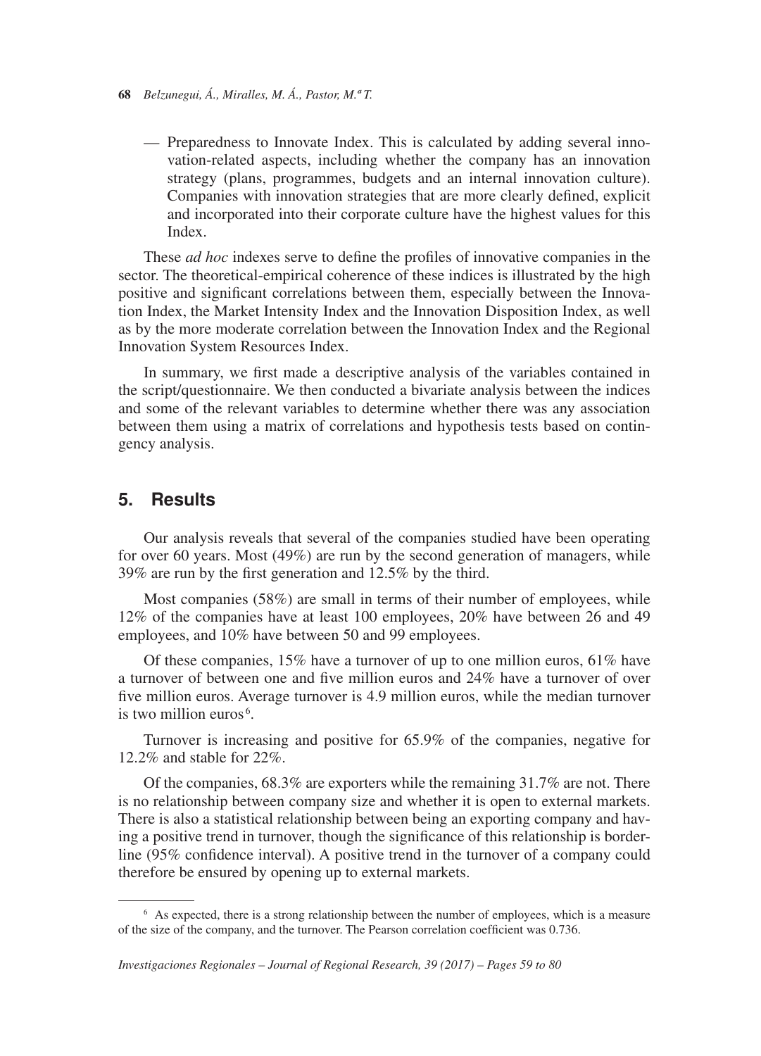— Preparedness to Innovate Index. This is calculated by adding several innovation-related aspects, including whether the company has an innovation strategy (plans, programmes, budgets and an internal innovation culture). Companies with innovation strategies that are more clearly defined, explicit and incorporated into their corporate culture have the highest values for this Index.

These *ad hoc* indexes serve to define the profiles of innovative companies in the sector. The theoretical-empirical coherence of these indices is illustrated by the high positive and significant correlations between them, especially between the Innovation Index, the Market Intensity Index and the Innovation Disposition Index, as well as by the more moderate correlation between the Innovation Index and the Regional Innovation System Resources Index.

In summary, we first made a descriptive analysis of the variables contained in the script/questionnaire. We then conducted a bivariate analysis between the indices and some of the relevant variables to determine whether there was any association between them using a matrix of correlations and hypothesis tests based on contingency analysis.

## 5. Results

Our analysis reveals that several of the companies studied have been operating for over 60 years. Most (49%) are run by the second generation of managers, while 39% are run by the first generation and 12.5% by the third.

Most companies (58%) are small in terms of their number of employees, while 12% of the companies have at least 100 employees, 20% have between 26 and 49 employees, and 10% have between 50 and 99 employees.

Of these companies, 15% have a turnover of up to one million euros, 61% have a turnover of between one and five million euros and 24% have a turnover of over five million euros. Average turnover is 4.9 million euros, while the median turnover is two million euros[6].

Turnover is increasing and positive for 65.9% of the companies, negative for 12.2% and stable for 22%.

Of the companies, 68.3% are exporters while the remaining 31.7% are not. There is no relationship between company size and whether it is open to external markets. There is also a statistical relationship between being an exporting company and having a positive trend in turnover, though the significance of this relationship is borderline (95% confidence interval). A positive trend in the turnover of a company could therefore be ensured by opening up to external markets.

---

[6] As expected, there is a strong relationship between the number of employees, which is a measure of the size of the company, and the turnover. The Pearson correlation coefficient was 0.736.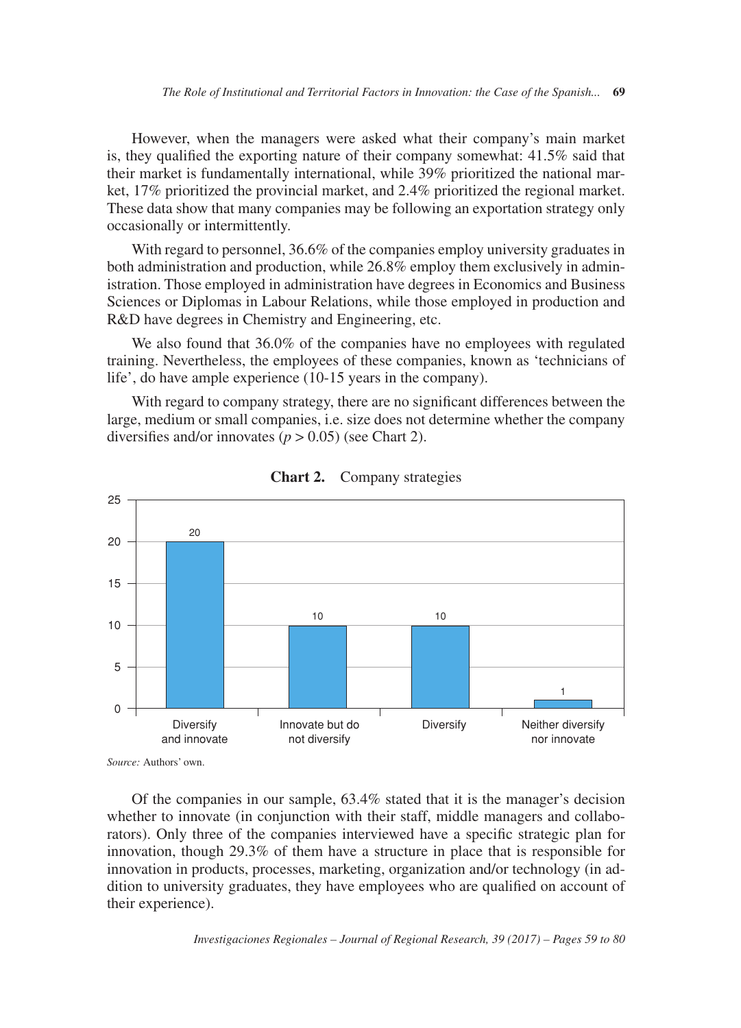However, when the managers were asked what their company's main market is, they qualified the exporting nature of their company somewhat: 41.5% said that their market is fundamentally international, while 39% prioritized the national market, 17% prioritized the provincial market, and 2.4% prioritized the regional market. These data show that many companies may be following an exportation strategy only occasionally or intermittently.

With regard to personnel, 36.6% of the companies employ university graduates in both administration and production, while 26.8% employ them exclusively in administration. Those employed in administration have degrees in Economics and Business Sciences or Diplomas in Labour Relations, while those employed in production and R&D have degrees in Chemistry and Engineering, etc.

We also found that 36.0% of the companies have no employees with regulated training. Nevertheless, the employees of these companies, known as 'technicians of life', do have ample experience (10-15 years in the company).

With regard to company strategy, there are no significant differences between the large, medium or small companies, i.e. size does not determine whether the company diversifies and/or innovates ($p > 0.05$) (see Chart 2).

**Chart 2.** Company strategies

| Strategy | Number of companies |
|---|---|
| Diversify and innovate | 20 |
| Innovate but do not diversify | 10 |
| Diversify | 10 |
| Neither diversify nor innovate | 1 |

*Source:* Authors' own.

Of the companies in our sample, 63.4% stated that it is the manager's decision whether to innovate (in conjunction with their staff, middle managers and collaborators). Only three of the companies interviewed have a specific strategic plan for innovation, though 29.3% of them have a structure in place that is responsible for innovation in products, processes, marketing, organization and/or technology (in addition to university graduates, they have employees who are qualified on account of their experience).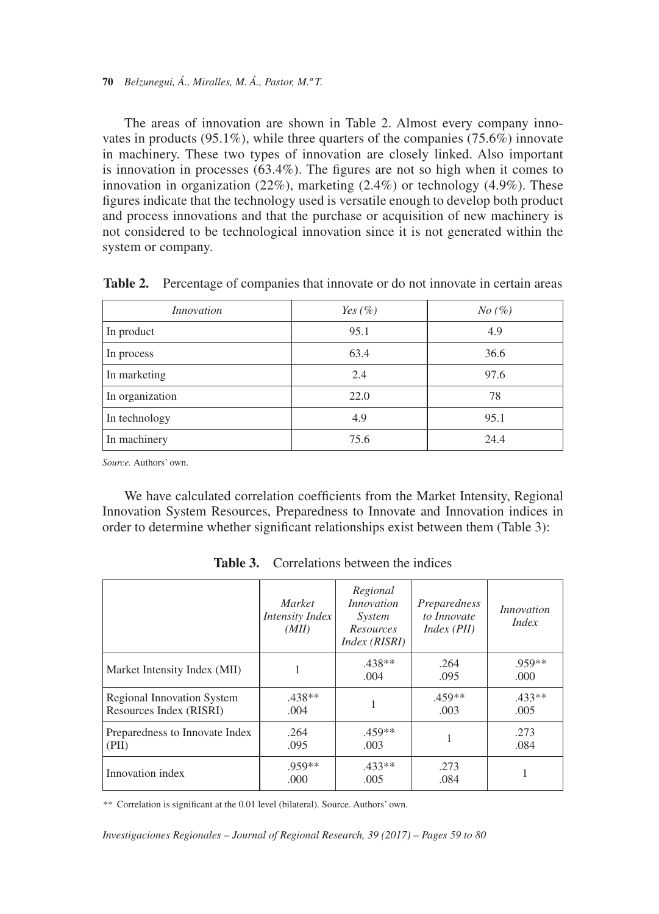The areas of innovation are shown in Table 2. Almost every company innovates in products (95.1%), while three quarters of the companies (75.6%) innovate in machinery. These two types of innovation are closely linked. Also important is innovation in processes (63.4%). The figures are not so high when it comes to innovation in organization (22%), marketing (2.4%) or technology (4.9%). These figures indicate that the technology used is versatile enough to develop both product and process innovations and that the purchase or acquisition of new machinery is not considered to be technological innovation since it is not generated within the system or company.

**Table 2.** Percentage of companies that innovate or do not innovate in certain areas

| *Innovation* | *Yes (%)* | *No (%)* |
|---|---|---|
| In product | 95.1 | 4.9 |
| In process | 63.4 | 36.6 |
| In marketing | 2.4 | 97.6 |
| In organization | 22.0 | 78 |
| In technology | 4.9 | 95.1 |
| In machinery | 75.6 | 24.4 |

*Source.* Authors' own.

We have calculated correlation coefficients from the Market Intensity, Regional Innovation System Resources, Preparedness to Innovate and Innovation indices in order to determine whether significant relationships exist between them (Table 3):

**Table 3.** Correlations between the indices

| | *Market Intensity Index (MII)* | *Regional Innovation System Resources Index (RISRI)* | *Preparedness to Innovate Index (PII)* | *Innovation Index* |
|---|---|---|---|---|
| Market Intensity Index (MII) | 1 | .438** .004 | .264 .095 | .959** .000 |
| Regional Innovation System Resources Index (RISRI) | .438** .004 | 1 | .459** .003 | .433** .005 |
| Preparedness to Innovate Index (PII) | .264 .095 | .459** .003 | 1 | .273 .084 |
| Innovation index | .959** .000 | .433** .005 | .273 .084 | 1 |

** Correlation is significant at the 0.01 level (bilateral). Source. Authors' own.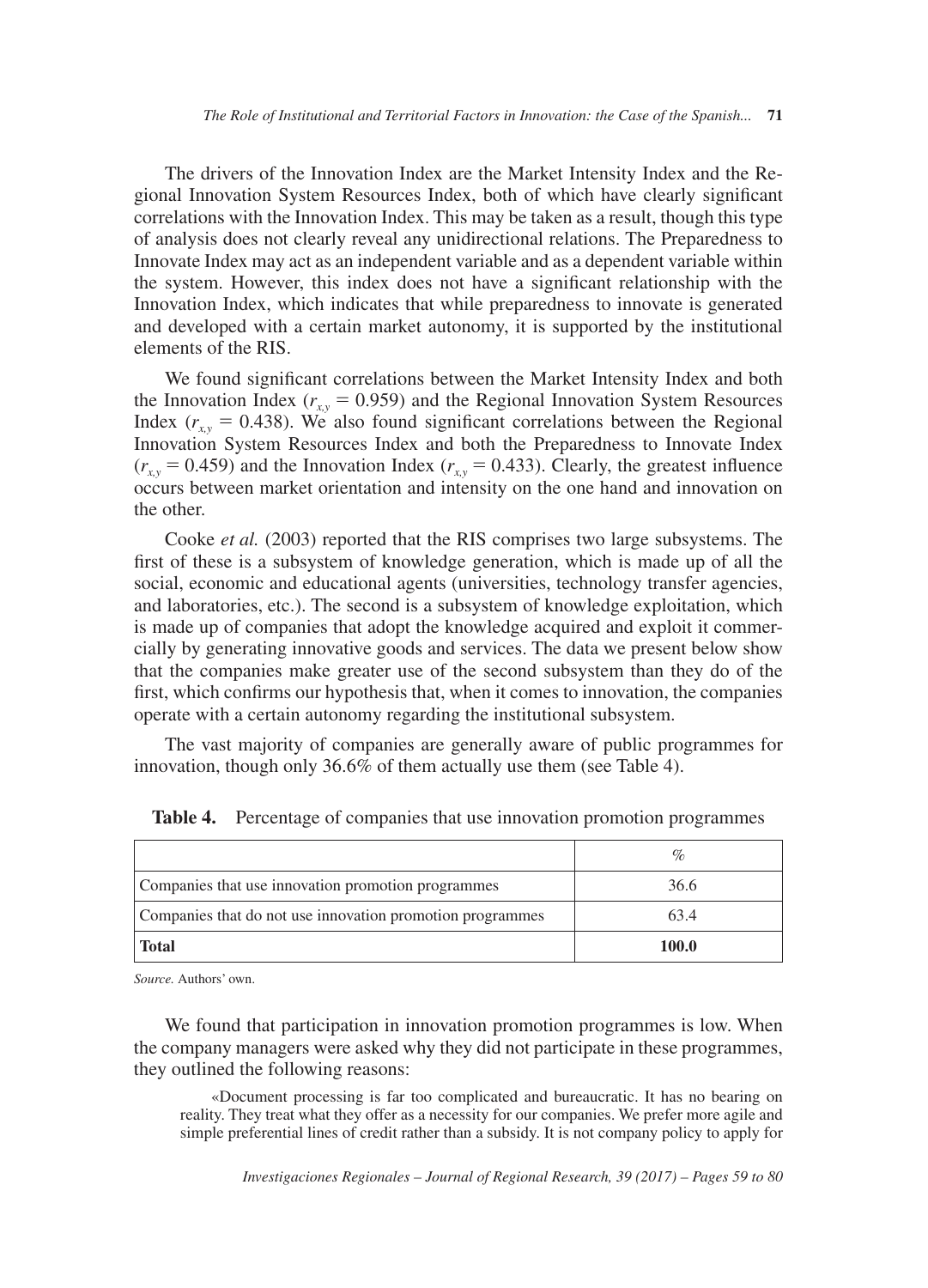The drivers of the Innovation Index are the Market Intensity Index and the Regional Innovation System Resources Index, both of which have clearly significant correlations with the Innovation Index. This may be taken as a result, though this type of analysis does not clearly reveal any unidirectional relations. The Preparedness to Innovate Index may act as an independent variable and as a dependent variable within the system. However, this index does not have a significant relationship with the Innovation Index, which indicates that while preparedness to innovate is generated and developed with a certain market autonomy, it is supported by the institutional elements of the RIS.

We found significant correlations between the Market Intensity Index and both the Innovation Index ($r_{x,y} = 0.959$) and the Regional Innovation System Resources Index ($r_{x,y} = 0.438$). We also found significant correlations between the Regional Innovation System Resources Index and both the Preparedness to Innovate Index ($r_{x,y} = 0.459$) and the Innovation Index ($r_{x,y} = 0.433$). Clearly, the greatest influence occurs between market orientation and intensity on the one hand and innovation on the other.

Cooke *et al.* (2003) reported that the RIS comprises two large subsystems. The first of these is a subsystem of knowledge generation, which is made up of all the social, economic and educational agents (universities, technology transfer agencies, and laboratories, etc.). The second is a subsystem of knowledge exploitation, which is made up of companies that adopt the knowledge acquired and exploit it commercially by generating innovative goods and services. The data we present below show that the companies make greater use of the second subsystem than they do of the first, which confirms our hypothesis that, when it comes to innovation, the companies operate with a certain autonomy regarding the institutional subsystem.

The vast majority of companies are generally aware of public programmes for innovation, though only 36.6% of them actually use them (see Table 4).

**Table 4.** Percentage of companies that use innovation promotion programmes

| | % |
|---|---|
| Companies that use innovation promotion programmes | 36.6 |
| Companies that do not use innovation promotion programmes | 63.4 |
| **Total** | **100.0** |

*Source.* Authors' own.

We found that participation in innovation promotion programmes is low. When the company managers were asked why they did not participate in these programmes, they outlined the following reasons:

> «Document processing is far too complicated and bureaucratic. It has no bearing on reality. They treat what they offer as a necessity for our companies. We prefer more agile and simple preferential lines of credit rather than a subsidy. It is not company policy to apply for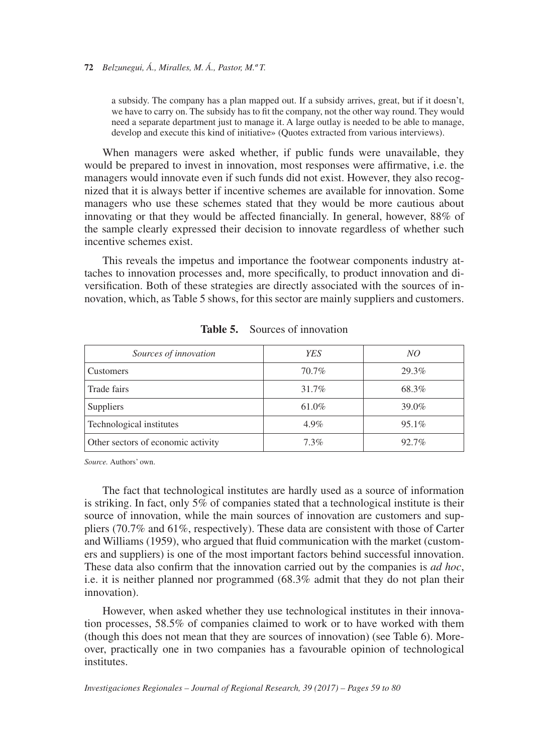a subsidy. The company has a plan mapped out. If a subsidy arrives, great, but if it doesn't, we have to carry on. The subsidy has to fit the company, not the other way round. They would need a separate department just to manage it. A large outlay is needed to be able to manage, develop and execute this kind of initiative» (Quotes extracted from various interviews).

When managers were asked whether, if public funds were unavailable, they would be prepared to invest in innovation, most responses were affirmative, i.e. the managers would innovate even if such funds did not exist. However, they also recognized that it is always better if incentive schemes are available for innovation. Some managers who use these schemes stated that they would be more cautious about innovating or that they would be affected financially. In general, however, 88% of the sample clearly expressed their decision to innovate regardless of whether such incentive schemes exist.

This reveals the impetus and importance the footwear components industry attaches to innovation processes and, more specifically, to product innovation and diversification. Both of these strategies are directly associated with the sources of innovation, which, as Table 5 shows, for this sector are mainly suppliers and customers.

**Table 5.** Sources of innovation

| *Sources of innovation* | *YES* | *NO* |
|---|---|---|
| Customers | 70.7% | 29.3% |
| Trade fairs | 31.7% | 68.3% |
| Suppliers | 61.0% | 39.0% |
| Technological institutes | 4.9% | 95.1% |
| Other sectors of economic activity | 7.3% | 92.7% |

*Source.* Authors' own.

The fact that technological institutes are hardly used as a source of information is striking. In fact, only 5% of companies stated that a technological institute is their source of innovation, while the main sources of innovation are customers and suppliers (70.7% and 61%, respectively). These data are consistent with those of Carter and Williams (1959), who argued that fluid communication with the market (customers and suppliers) is one of the most important factors behind successful innovation. These data also confirm that the innovation carried out by the companies is *ad hoc*, i.e. it is neither planned nor programmed (68.3% admit that they do not plan their innovation).

However, when asked whether they use technological institutes in their innovation processes, 58.5% of companies claimed to work or to have worked with them (though this does not mean that they are sources of innovation) (see Table 6). Moreover, practically one in two companies has a favourable opinion of technological institutes.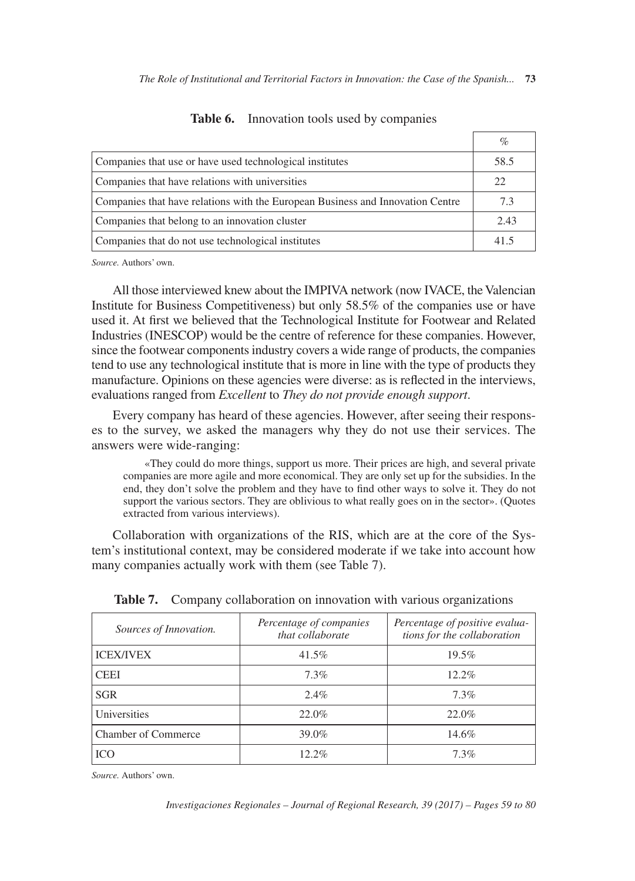**Table 6.** Innovation tools used by companies

| | % |
|---|---|
| Companies that use or have used technological institutes | 58.5 |
| Companies that have relations with universities | 22 |
| Companies that have relations with the European Business and Innovation Centre | 7.3 |
| Companies that belong to an innovation cluster | 2.43 |
| Companies that do not use technological institutes | 41.5 |

*Source.* Authors' own.

All those interviewed knew about the IMPIVA network (now IVACE, the Valencian Institute for Business Competitiveness) but only 58.5% of the companies use or have used it. At first we believed that the Technological Institute for Footwear and Related Industries (INESCOP) would be the centre of reference for these companies. However, since the footwear components industry covers a wide range of products, the companies tend to use any technological institute that is more in line with the type of products they manufacture. Opinions on these agencies were diverse: as is reflected in the interviews, evaluations ranged from *Excellent* to *They do not provide enough support*.

Every company has heard of these agencies. However, after seeing their responses to the survey, we asked the managers why they do not use their services. The answers were wide-ranging:

> «They could do more things, support us more. Their prices are high, and several private companies are more agile and more economical. They are only set up for the subsidies. In the end, they don't solve the problem and they have to find other ways to solve it. They do not support the various sectors. They are oblivious to what really goes on in the sector». (Quotes extracted from various interviews).

Collaboration with organizations of the RIS, which are at the core of the System's institutional context, may be considered moderate if we take into account how many companies actually work with them (see Table 7).

**Table 7.** Company collaboration on innovation with various organizations

| *Sources of Innovation.* | *Percentage of companies that collaborate* | *Percentage of positive evaluations for the collaboration* |
|---|---|---|
| ICEX/IVEX | 41.5% | 19.5% |
| CEEI | 7.3% | 12.2% |
| SGR | 2.4% | 7.3% |
| Universities | 22.0% | 22.0% |
| Chamber of Commerce | 39.0% | 14.6% |
| ICO | 12.2% | 7.3% |

*Source.* Authors' own.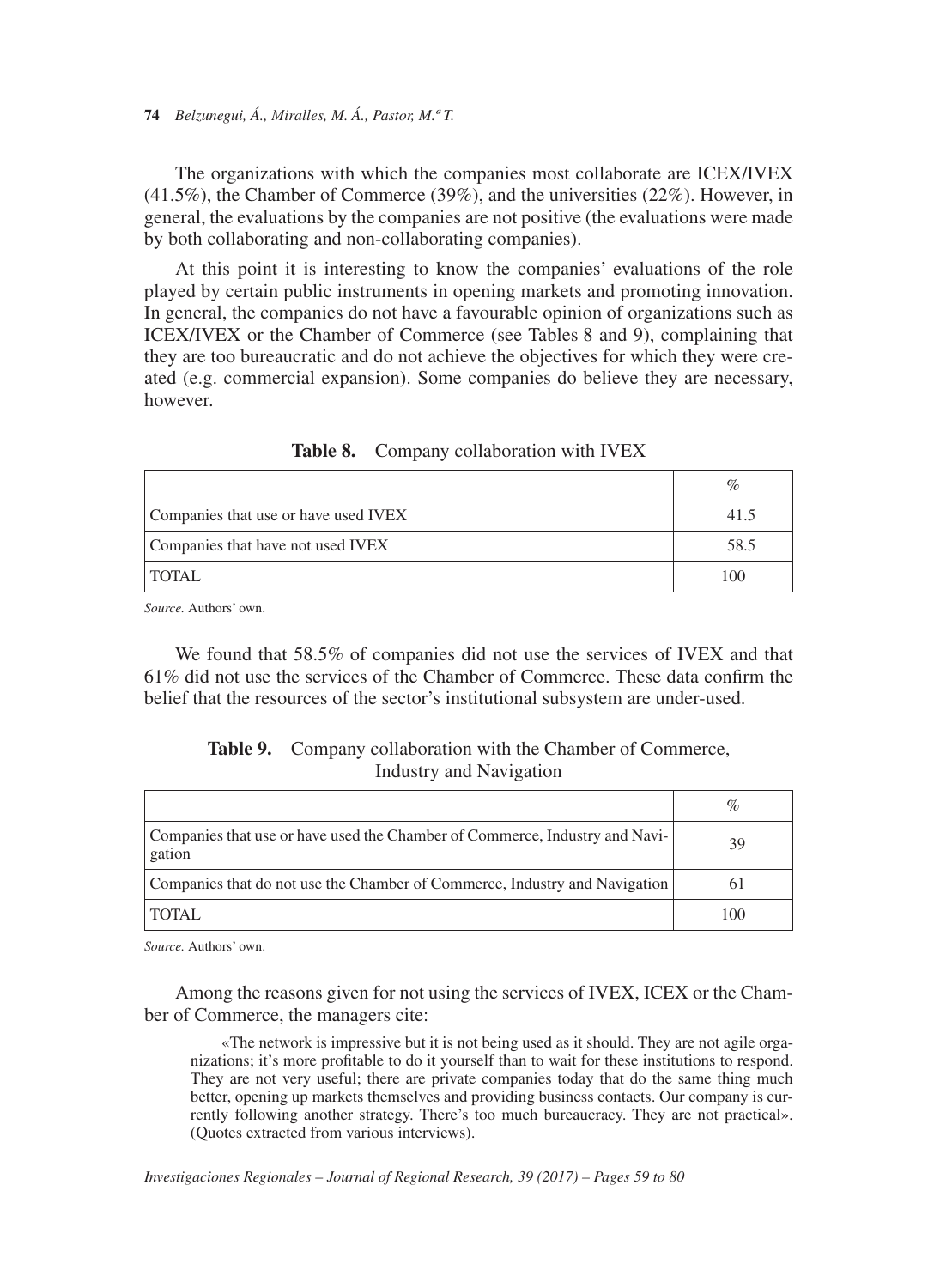The organizations with which the companies most collaborate are ICEX/IVEX (41.5%), the Chamber of Commerce (39%), and the universities (22%). However, in general, the evaluations by the companies are not positive (the evaluations were made by both collaborating and non-collaborating companies).

At this point it is interesting to know the companies' evaluations of the role played by certain public instruments in opening markets and promoting innovation. In general, the companies do not have a favourable opinion of organizations such as ICEX/IVEX or the Chamber of Commerce (see Tables 8 and 9), complaining that they are too bureaucratic and do not achieve the objectives for which they were created (e.g. commercial expansion). Some companies do believe they are necessary, however.

**Table 8.** Company collaboration with IVEX

| | % |
|---|---|
| Companies that use or have used IVEX | 41.5 |
| Companies that have not used IVEX | 58.5 |
| TOTAL | 100 |

*Source.* Authors' own.

We found that 58.5% of companies did not use the services of IVEX and that 61% did not use the services of the Chamber of Commerce. These data confirm the belief that the resources of the sector's institutional subsystem are under-used.

**Table 9.** Company collaboration with the Chamber of Commerce, Industry and Navigation

| | % |
|---|---|
| Companies that use or have used the Chamber of Commerce, Industry and Navigation | 39 |
| Companies that do not use the Chamber of Commerce, Industry and Navigation | 61 |
| TOTAL | 100 |

*Source.* Authors' own.

Among the reasons given for not using the services of IVEX, ICEX or the Chamber of Commerce, the managers cite:

> «The network is impressive but it is not being used as it should. They are not agile organizations; it's more profitable to do it yourself than to wait for these institutions to respond. They are not very useful; there are private companies today that do the same thing much better, opening up markets themselves and providing business contacts. Our company is currently following another strategy. There's too much bureaucracy. They are not practical». (Quotes extracted from various interviews).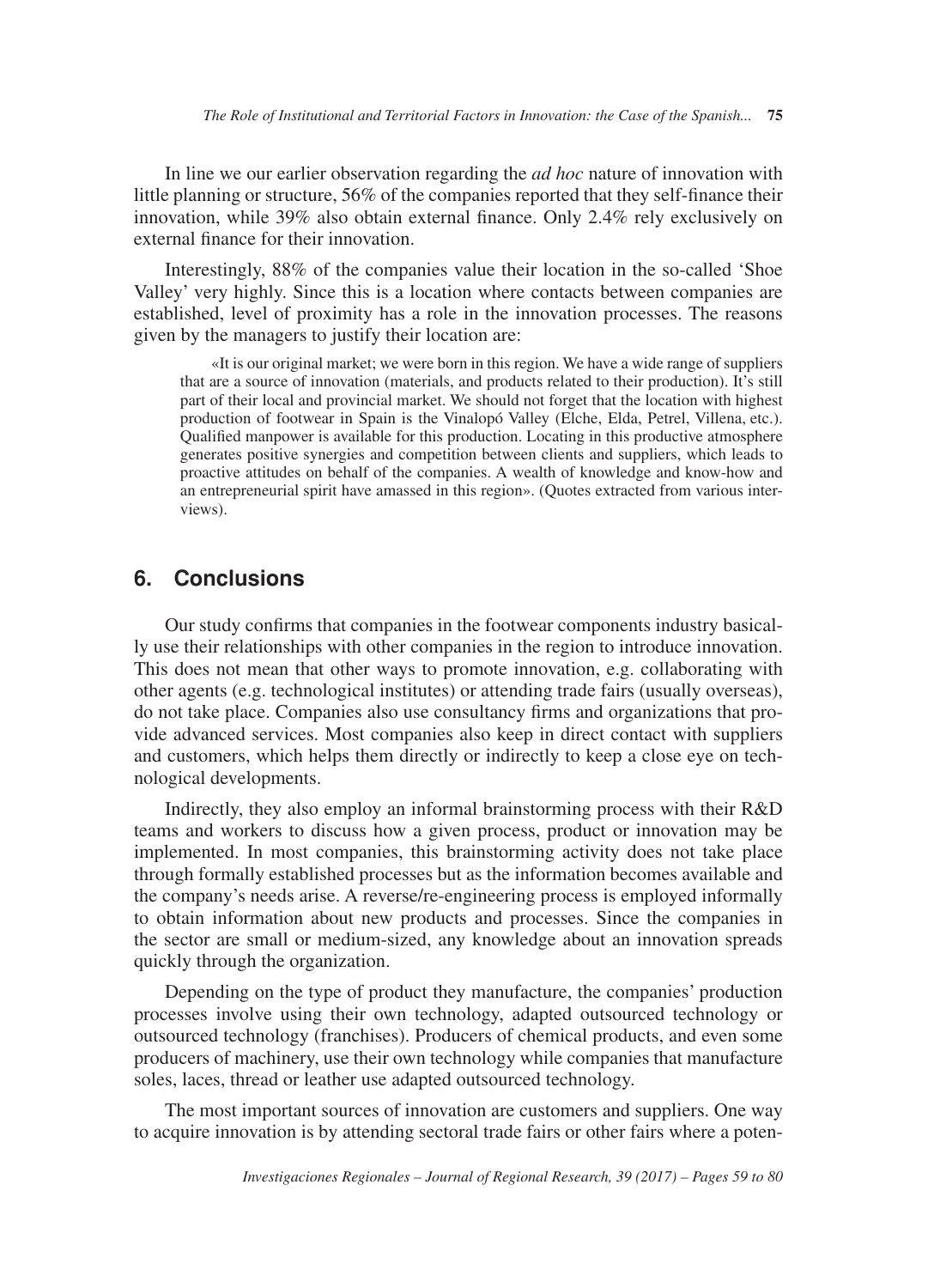In line we our earlier observation regarding the *ad hoc* nature of innovation with little planning or structure, 56% of the companies reported that they self-finance their innovation, while 39% also obtain external finance. Only 2.4% rely exclusively on external finance for their innovation.

Interestingly, 88% of the companies value their location in the so-called 'Shoe Valley' very highly. Since this is a location where contacts between companies are established, level of proximity has a role in the innovation processes. The reasons given by the managers to justify their location are:

> «It is our original market; we were born in this region. We have a wide range of suppliers that are a source of innovation (materials, and products related to their production). It's still part of their local and provincial market. We should not forget that the location with highest production of footwear in Spain is the Vinalopó Valley (Elche, Elda, Petrel, Villena, etc.). Qualified manpower is available for this production. Locating in this productive atmosphere generates positive synergies and competition between clients and suppliers, which leads to proactive attitudes on behalf of the companies. A wealth of knowledge and know-how and an entrepreneurial spirit have amassed in this region». (Quotes extracted from various interviews).

## 6. Conclusions

Our study confirms that companies in the footwear components industry basically use their relationships with other companies in the region to introduce innovation. This does not mean that other ways to promote innovation, e.g. collaborating with other agents (e.g. technological institutes) or attending trade fairs (usually overseas), do not take place. Companies also use consultancy firms and organizations that provide advanced services. Most companies also keep in direct contact with suppliers and customers, which helps them directly or indirectly to keep a close eye on technological developments.

Indirectly, they also employ an informal brainstorming process with their R&D teams and workers to discuss how a given process, product or innovation may be implemented. In most companies, this brainstorming activity does not take place through formally established processes but as the information becomes available and the company's needs arise. A reverse/re-engineering process is employed informally to obtain information about new products and processes. Since the companies in the sector are small or medium-sized, any knowledge about an innovation spreads quickly through the organization.

Depending on the type of product they manufacture, the companies' production processes involve using their own technology, adapted outsourced technology or outsourced technology (franchises). Producers of chemical products, and even some producers of machinery, use their own technology while companies that manufacture soles, laces, thread or leather use adapted outsourced technology.

The most important sources of innovation are customers and suppliers. One way to acquire innovation is by attending sectoral trade fairs or other fairs where a poten-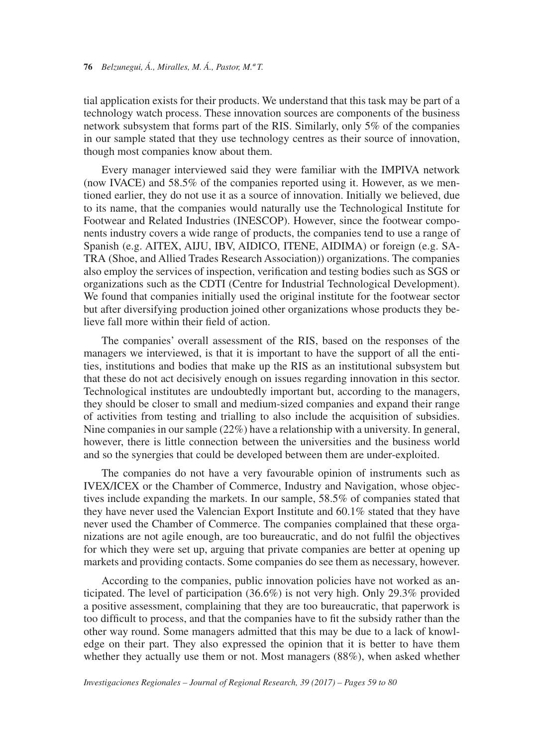tial application exists for their products. We understand that this task may be part of a technology watch process. These innovation sources are components of the business network subsystem that forms part of the RIS. Similarly, only 5% of the companies in our sample stated that they use technology centres as their source of innovation, though most companies know about them.

Every manager interviewed said they were familiar with the IMPIVA network (now IVACE) and 58.5% of the companies reported using it. However, as we mentioned earlier, they do not use it as a source of innovation. Initially we believed, due to its name, that the companies would naturally use the Technological Institute for Footwear and Related Industries (INESCOP). However, since the footwear components industry covers a wide range of products, the companies tend to use a range of Spanish (e.g. AITEX, AIJU, IBV, AIDICO, ITENE, AIDIMA) or foreign (e.g. SATRA (Shoe, and Allied Trades Research Association)) organizations. The companies also employ the services of inspection, verification and testing bodies such as SGS or organizations such as the CDTI (Centre for Industrial Technological Development). We found that companies initially used the original institute for the footwear sector but after diversifying production joined other organizations whose products they believe fall more within their field of action.

The companies' overall assessment of the RIS, based on the responses of the managers we interviewed, is that it is important to have the support of all the entities, institutions and bodies that make up the RIS as an institutional subsystem but that these do not act decisively enough on issues regarding innovation in this sector. Technological institutes are undoubtedly important but, according to the managers, they should be closer to small and medium-sized companies and expand their range of activities from testing and trialling to also include the acquisition of subsidies. Nine companies in our sample (22%) have a relationship with a university. In general, however, there is little connection between the universities and the business world and so the synergies that could be developed between them are under-exploited.

The companies do not have a very favourable opinion of instruments such as IVEX/ICEX or the Chamber of Commerce, Industry and Navigation, whose objectives include expanding the markets. In our sample, 58.5% of companies stated that they have never used the Valencian Export Institute and 60.1% stated that they have never used the Chamber of Commerce. The companies complained that these organizations are not agile enough, are too bureaucratic, and do not fulfil the objectives for which they were set up, arguing that private companies are better at opening up markets and providing contacts. Some companies do see them as necessary, however.

According to the companies, public innovation policies have not worked as anticipated. The level of participation (36.6%) is not very high. Only 29.3% provided a positive assessment, complaining that they are too bureaucratic, that paperwork is too difficult to process, and that the companies have to fit the subsidy rather than the other way round. Some managers admitted that this may be due to a lack of knowledge on their part. They also expressed the opinion that it is better to have them whether they actually use them or not. Most managers (88%), when asked whether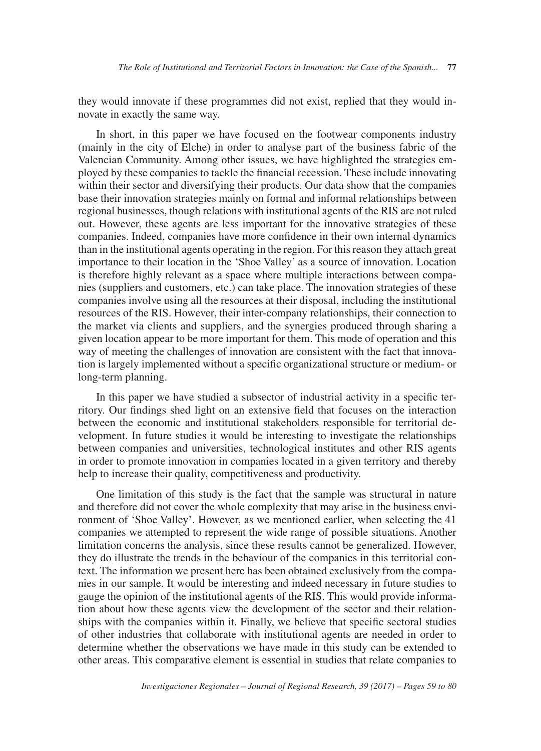they would innovate if these programmes did not exist, replied that they would innovate in exactly the same way.

In short, in this paper we have focused on the footwear components industry (mainly in the city of Elche) in order to analyse part of the business fabric of the Valencian Community. Among other issues, we have highlighted the strategies employed by these companies to tackle the financial recession. These include innovating within their sector and diversifying their products. Our data show that the companies base their innovation strategies mainly on formal and informal relationships between regional businesses, though relations with institutional agents of the RIS are not ruled out. However, these agents are less important for the innovative strategies of these companies. Indeed, companies have more confidence in their own internal dynamics than in the institutional agents operating in the region. For this reason they attach great importance to their location in the 'Shoe Valley' as a source of innovation. Location is therefore highly relevant as a space where multiple interactions between companies (suppliers and customers, etc.) can take place. The innovation strategies of these companies involve using all the resources at their disposal, including the institutional resources of the RIS. However, their inter-company relationships, their connection to the market via clients and suppliers, and the synergies produced through sharing a given location appear to be more important for them. This mode of operation and this way of meeting the challenges of innovation are consistent with the fact that innovation is largely implemented without a specific organizational structure or medium- or long-term planning.

In this paper we have studied a subsector of industrial activity in a specific territory. Our findings shed light on an extensive field that focuses on the interaction between the economic and institutional stakeholders responsible for territorial development. In future studies it would be interesting to investigate the relationships between companies and universities, technological institutes and other RIS agents in order to promote innovation in companies located in a given territory and thereby help to increase their quality, competitiveness and productivity.

One limitation of this study is the fact that the sample was structural in nature and therefore did not cover the whole complexity that may arise in the business environment of 'Shoe Valley'. However, as we mentioned earlier, when selecting the 41 companies we attempted to represent the wide range of possible situations. Another limitation concerns the analysis, since these results cannot be generalized. However, they do illustrate the trends in the behaviour of the companies in this territorial context. The information we present here has been obtained exclusively from the companies in our sample. It would be interesting and indeed necessary in future studies to gauge the opinion of the institutional agents of the RIS. This would provide information about how these agents view the development of the sector and their relationships with the companies within it. Finally, we believe that specific sectoral studies of other industries that collaborate with institutional agents are needed in order to determine whether the observations we have made in this study can be extended to other areas. This comparative element is essential in studies that relate companies to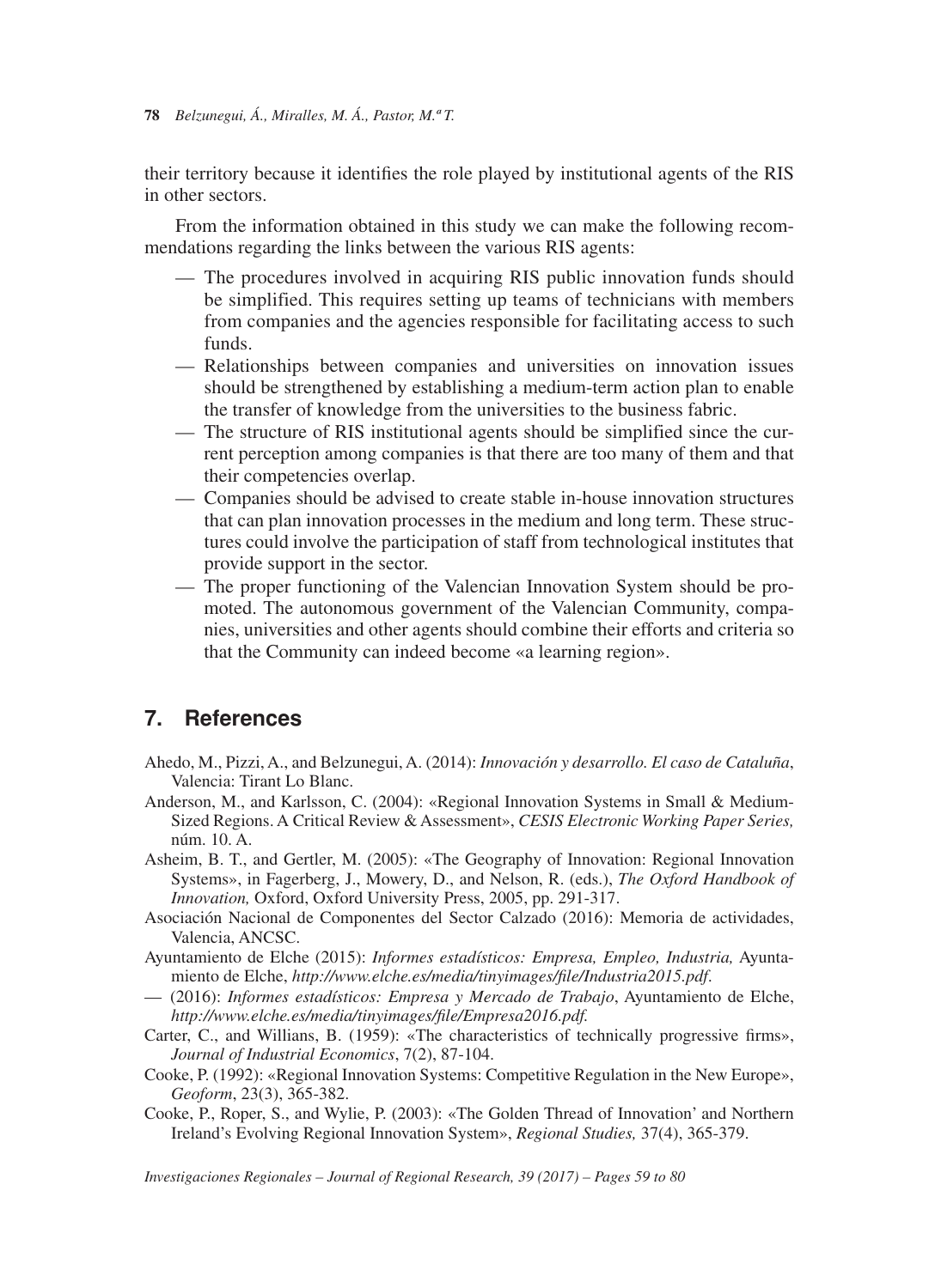their territory because it identifies the role played by institutional agents of the RIS in other sectors.

From the information obtained in this study we can make the following recommendations regarding the links between the various RIS agents:

- The procedures involved in acquiring RIS public innovation funds should be simplified. This requires setting up teams of technicians with members from companies and the agencies responsible for facilitating access to such funds.
- Relationships between companies and universities on innovation issues should be strengthened by establishing a medium-term action plan to enable the transfer of knowledge from the universities to the business fabric.
- The structure of RIS institutional agents should be simplified since the current perception among companies is that there are too many of them and that their competencies overlap.
- Companies should be advised to create stable in-house innovation structures that can plan innovation processes in the medium and long term. These structures could involve the participation of staff from technological institutes that provide support in the sector.
- The proper functioning of the Valencian Innovation System should be promoted. The autonomous government of the Valencian Community, companies, universities and other agents should combine their efforts and criteria so that the Community can indeed become «a learning region».

## 7. References

Ahedo, M., Pizzi, A., and Belzunegui, A. (2014): *Innovación y desarrollo. El caso de Cataluña*, Valencia: Tirant Lo Blanc.

Anderson, M., and Karlsson, C. (2004): «Regional Innovation Systems in Small & Medium-Sized Regions. A Critical Review & Assessment», *CESIS Electronic Working Paper Series,* núm. 10. A.

Asheim, B. T., and Gertler, M. (2005): «The Geography of Innovation: Regional Innovation Systems», in Fagerberg, J., Mowery, D., and Nelson, R. (eds.), *The Oxford Handbook of Innovation,* Oxford, Oxford University Press, 2005, pp. 291-317.

Asociación Nacional de Componentes del Sector Calzado (2016): Memoria de actividades, Valencia, ANCSC.

Ayuntamiento de Elche (2015): *Informes estadísticos: Empresa, Empleo, Industria,* Ayuntamiento de Elche, *http://www.elche.es/media/tinyimages/file/Industria2015.pdf*.

— (2016): *Informes estadísticos: Empresa y Mercado de Trabajo*, Ayuntamiento de Elche, *http://www.elche.es/media/tinyimages/file/Empresa2016.pdf.*

Carter, C., and Willians, B. (1959): «The characteristics of technically progressive firms», *Journal of Industrial Economics*, 7(2), 87-104.

Cooke, P. (1992): «Regional Innovation Systems: Competitive Regulation in the New Europe», *Geoform*, 23(3), 365-382.

Cooke, P., Roper, S., and Wylie, P. (2003): «The Golden Thread of Innovation' and Northern Ireland's Evolving Regional Innovation System», *Regional Studies,* 37(4), 365-379.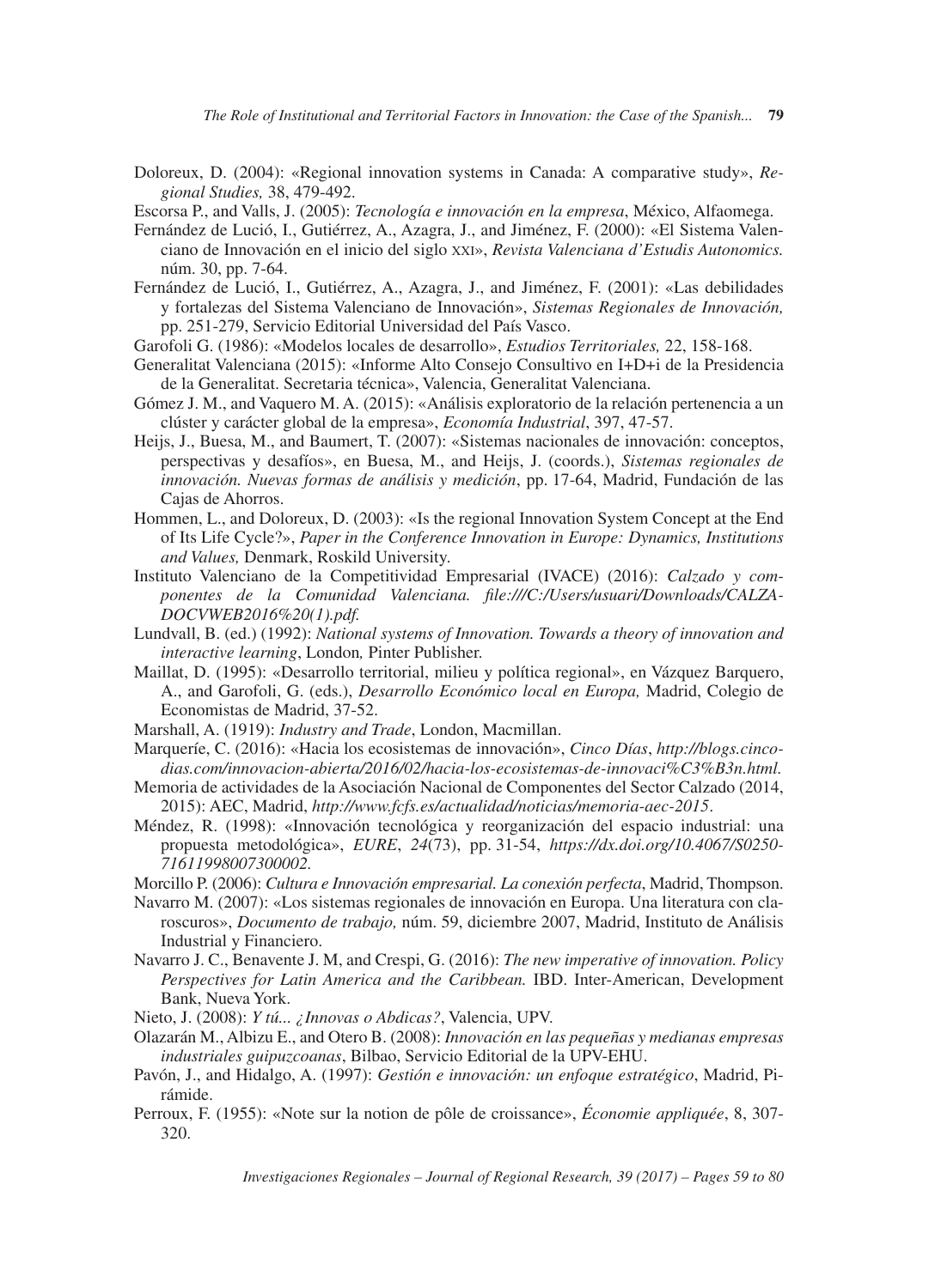Doloreux, D. (2004): «Regional innovation systems in Canada: A comparative study», *Regional Studies,* 38, 479-492.

Escorsa P., and Valls, J. (2005): *Tecnología e innovación en la empresa*, México, Alfaomega.

Fernández de Lució, I., Gutiérrez, A., Azagra, J., and Jiménez, F. (2000): «El Sistema Valenciano de Innovación en el inicio del siglo XXI», *Revista Valenciana d'Estudis Autonomics.* núm. 30, pp. 7-64.

Fernández de Lució, I., Gutiérrez, A., Azagra, J., and Jiménez, F. (2001): «Las debilidades y fortalezas del Sistema Valenciano de Innovación», *Sistemas Regionales de Innovación,* pp. 251-279, Servicio Editorial Universidad del País Vasco.

Garofoli G. (1986): «Modelos locales de desarrollo», *Estudios Territoriales,* 22, 158-168.

Generalitat Valenciana (2015): «Informe Alto Consejo Consultivo en I+D+i de la Presidencia de la Generalitat. Secretaria técnica», Valencia, Generalitat Valenciana.

Gómez J. M., and Vaquero M. A. (2015): «Análisis exploratorio de la relación pertenencia a un clúster y carácter global de la empresa», *Economía Industrial*, 397, 47-57.

Heijs, J., Buesa, M., and Baumert, T. (2007): «Sistemas nacionales de innovación: conceptos, perspectivas y desafíos», en Buesa, M., and Heijs, J. (coords.), *Sistemas regionales de innovación. Nuevas formas de análisis y medición*, pp. 17-64, Madrid, Fundación de las Cajas de Ahorros.

Hommen, L., and Doloreux, D. (2003): «Is the regional Innovation System Concept at the End of Its Life Cycle?», *Paper in the Conference Innovation in Europe: Dynamics, Institutions and Values,* Denmark, Roskild University.

Instituto Valenciano de la Competitividad Empresarial (IVACE) (2016): *Calzado y componentes de la Comunidad Valenciana. file:///C:/Users/usuari/Downloads/CALZADOCVWEB2016%20(1).pdf.*

Lundvall, B. (ed.) (1992): *National systems of Innovation. Towards a theory of innovation and interactive learning*, London*,* Pinter Publisher.

Maillat, D. (1995): «Desarrollo territorial, milieu y política regional», en Vázquez Barquero, A., and Garofoli, G. (eds.), *Desarrollo Económico local en Europa,* Madrid, Colegio de Economistas de Madrid, 37-52.

Marshall, A. (1919): *Industry and Trade*, London, Macmillan.

Marquerie, C. (2016): «Hacia los ecosistemas de innovación», *Cinco Días*, *http://blogs.cincodias.com/innovacion-abierta/2016/02/hacia-los-ecosistemas-de-innovaci%C3%B3n.html.*

Memoria de actividades de la Asociación Nacional de Componentes del Sector Calzado (2014, 2015): AEC, Madrid, *http://www.fcfs.es/actualidad/noticias/memoria-aec-2015*.

Méndez, R. (1998): «Innovación tecnológica y reorganización del espacio industrial: una propuesta metodológica», *EURE*, *24*(73), pp. 31-54, *https://dx.doi.org/10.4067/S0250-71611998007300002.*

Morcillo P. (2006): *Cultura e Innovación empresarial. La conexión perfecta*, Madrid, Thompson.

Navarro M. (2007): «Los sistemas regionales de innovación en Europa. Una literatura con claroscuros», *Documento de trabajo,* núm. 59, diciembre 2007, Madrid, Instituto de Análisis Industrial y Financiero.

Navarro J. C., Benavente J. M, and Crespi, G. (2016): *The new imperative of innovation. Policy Perspectives for Latin America and the Caribbean.* IBD. Inter-American, Development Bank, Nueva York.

Nieto, J. (2008): *Y tú... ¿Innovas o Abdicas?*, Valencia, UPV.

Olazarán M., Albizu E., and Otero B. (2008): *Innovación en las pequeñas y medianas empresas industriales guipuzcoanas*, Bilbao, Servicio Editorial de la UPV-EHU.

Pavón, J., and Hidalgo, A. (1997): *Gestión e innovación: un enfoque estratégico*, Madrid, Pirámide.

Perroux, F. (1955): «Note sur la notion de pôle de croissance», *Économie appliquée*, 8, 307-320.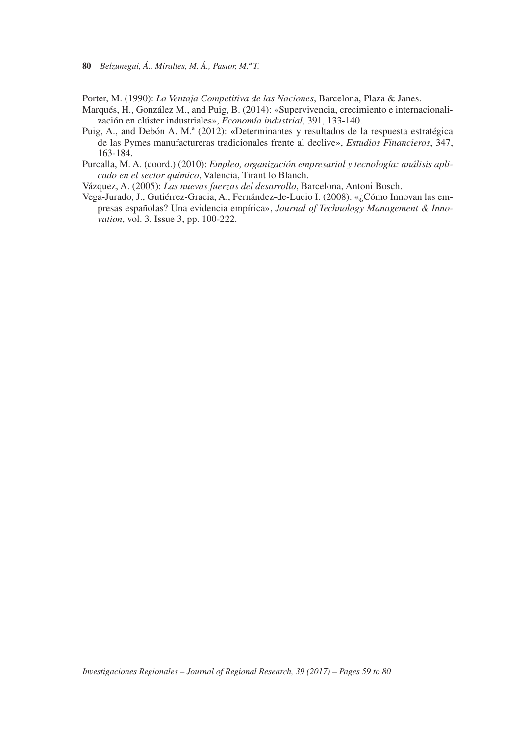Porter, M. (1990): *La Ventaja Competitiva de las Naciones*, Barcelona, Plaza & Janes.

Marqués, H., González M., and Puig, B. (2014): «Supervivencia, crecimiento e internacionalización en clúster industriales», *Economía industrial*, 391, 133-140.

Puig, A., and Debón A. M.ª (2012): «Determinantes y resultados de la respuesta estratégica de las Pymes manufactureras tradicionales frente al declive», *Estudios Financieros*, 347, 163-184.

Purcalla, M. A. (coord.) (2010): *Empleo, organización empresarial y tecnología: análisis aplicado en el sector químico*, Valencia, Tirant lo Blanch.

Vázquez, A. (2005): *Las nuevas fuerzas del desarrollo*, Barcelona, Antoni Bosch.

Vega-Jurado, J., Gutiérrez-Gracia, A., Fernández-de-Lucio I. (2008): «¿Cómo Innovan las empresas españolas? Una evidencia empírica», *Journal of Technology Management & Innovation*, vol. 3, Issue 3, pp. 100-222.